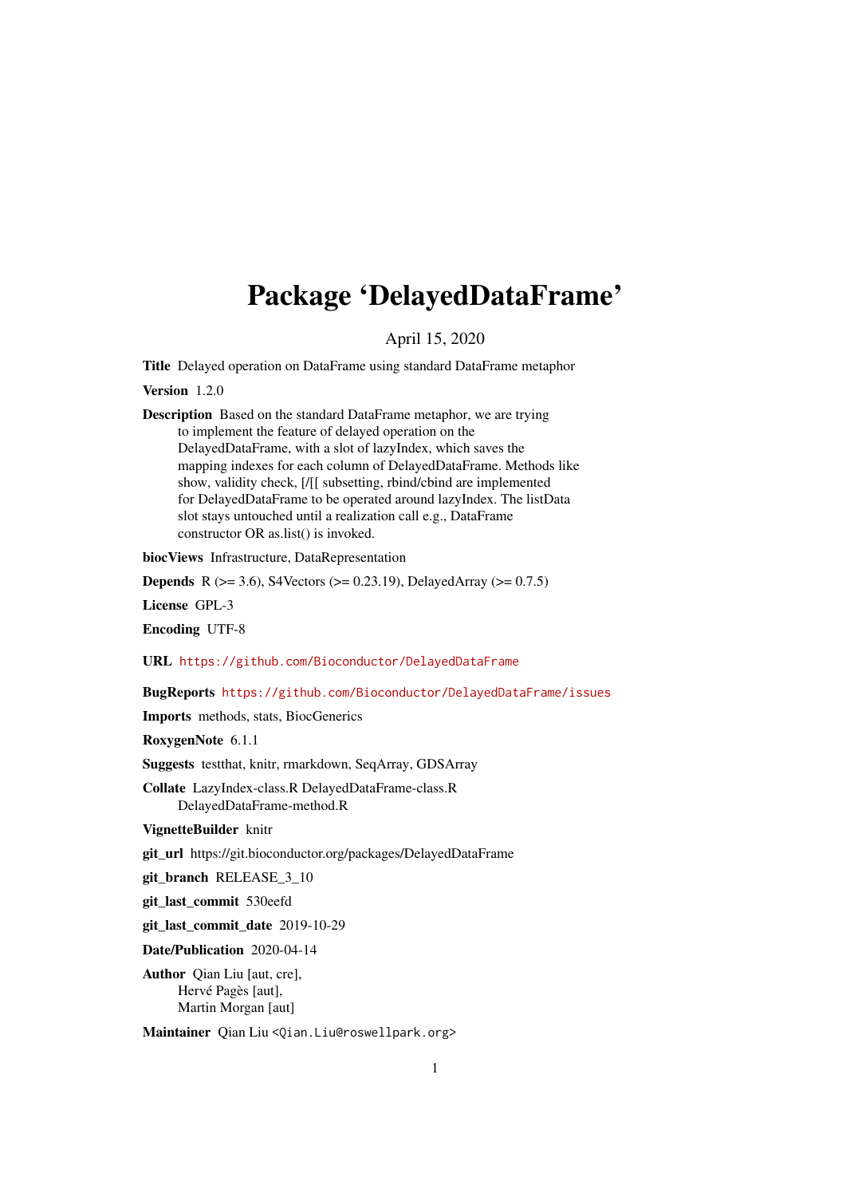# Package 'DelayedDataFrame'

April 15, 2020

**Title** Delayed operation on DataFrame using standard DataFrame metaphor

**Version** 1.2.0

**Description** Based on the standard DataFrame metaphor, we are trying to implement the feature of delayed operation on the DelayedDataFrame, with a slot of lazyIndex, which saves the mapping indexes for each column of DelayedDataFrame. Methods like show, validity check, [/[[ subsetting, rbind/cbind are implemented for DelayedDataFrame to be operated around lazyIndex. The listData slot stays untouched until a realization call e.g., DataFrame constructor OR as.list() is invoked.

**biocViews** Infrastructure, DataRepresentation

**Depends** R (>= 3.6), S4Vectors (>= 0.23.19), DelayedArray (>= 0.7.5)

**License** GPL-3

**Encoding** UTF-8

**URL** https://github.com/Bioconductor/DelayedDataFrame

**BugReports** https://github.com/Bioconductor/DelayedDataFrame/issues

**Imports** methods, stats, BiocGenerics

**RoxygenNote** 6.1.1

**Suggests** testthat, knitr, rmarkdown, SeqArray, GDSArray

**Collate** LazyIndex-class.R DelayedDataFrame-class.R DelayedDataFrame-method.R

**VignetteBuilder** knitr

**git_url** https://git.bioconductor.org/packages/DelayedDataFrame

**git_branch** RELEASE_3_10

**git_last_commit** 530eefd

**git_last_commit_date** 2019-10-29

**Date/Publication** 2020-04-14

**Author** Qian Liu [aut, cre],
Hervé Pagès [aut],
Martin Morgan [aut]

**Maintainer** Qian Liu <Qian.Liu@roswellpark.org>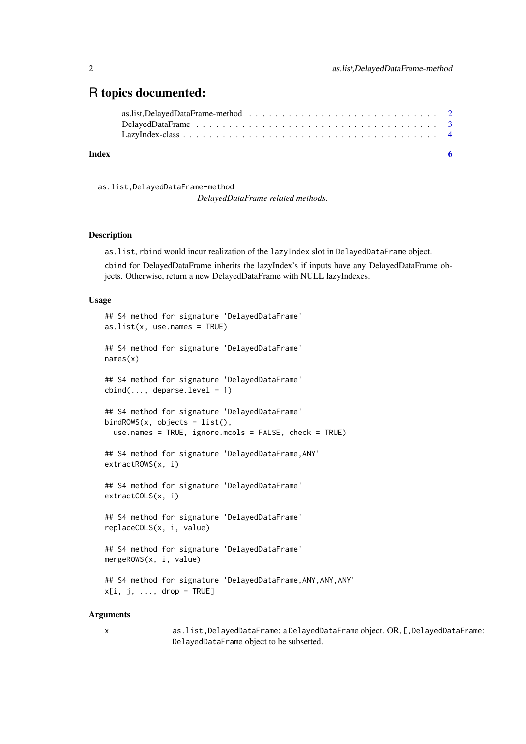# R topics documented:

as.list,DelayedDataFrame-method . . . . . . . . . . . . . . . . . . . . . . . . . . . . . 2
DelayedDataFrame . . . . . . . . . . . . . . . . . . . . . . . . . . . . . . . . . . . . . 3
LazyIndex-class . . . . . . . . . . . . . . . . . . . . . . . . . . . . . . . . . . . . . . 4

**Index** **6**

---

as.list,DelayedDataFrame-method
*DelayedDataFrame related methods.*

---

### Description

as.list, rbind would incur realization of the lazyIndex slot in DelayedDataFrame object.

cbind for DelayedDataFrame inherits the lazyIndex's if inputs have any DelayedDataFrame objects. Otherwise, return a new DelayedDataFrame with NULL lazyIndexes.

### Usage

```
## S4 method for signature 'DelayedDataFrame'
as.list(x, use.names = TRUE)

## S4 method for signature 'DelayedDataFrame'
names(x)

## S4 method for signature 'DelayedDataFrame'
cbind(..., deparse.level = 1)

## S4 method for signature 'DelayedDataFrame'
bindROWS(x, objects = list(),
  use.names = TRUE, ignore.mcols = FALSE, check = TRUE)

## S4 method for signature 'DelayedDataFrame,ANY'
extractROWS(x, i)

## S4 method for signature 'DelayedDataFrame'
extractCOLS(x, i)

## S4 method for signature 'DelayedDataFrame'
replaceCOLS(x, i, value)

## S4 method for signature 'DelayedDataFrame'
mergeROWS(x, i, value)

## S4 method for signature 'DelayedDataFrame,ANY,ANY,ANY'
x[i, j, ..., drop = TRUE]
```

### Arguments

x    as.list,DelayedDataFrame: a DelayedDataFrame object. OR, [,DelayedDataFrame: DelayedDataFrame object to be subsetted.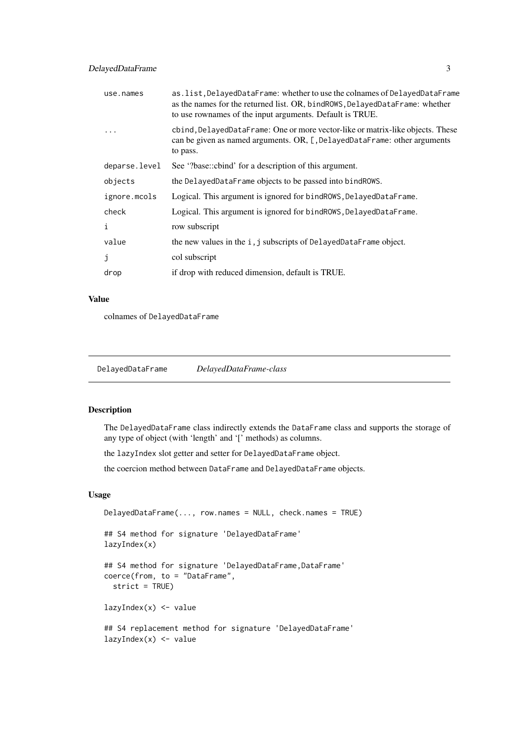| | |
|---|---|
| `use.names` | `as.list,DelayedDataFrame`: whether to use the colnames of `DelayedDataFrame` as the names for the returned list. OR, `bindROWS,DelayedDataFrame`: whether to use rownames of the input arguments. Default is TRUE. |
| `...` | `cbind,DelayedDataFrame`: One or more vector-like or matrix-like objects. These can be given as named arguments. OR, `[,DelayedDataFrame`: other arguments to pass. |
| `deparse.level` | See '?base::cbind' for a description of this argument. |
| `objects` | the `DelayedDataFrame` objects to be passed into `bindROWS`. |
| `ignore.mcols` | Logical. This argument is ignored for `bindROWS,DelayedDataFrame`. |
| `check` | Logical. This argument is ignored for `bindROWS,DelayedDataFrame`. |
| `i` | row subscript |
| `value` | the new values in the `i,j` subscripts of `DelayedDataFrame` object. |
| `j` | col subscript |
| `drop` | if drop with reduced dimension, default is TRUE. |

### Value

colnames of `DelayedDataFrame`

---

## DelayedDataFrame *DelayedDataFrame-class*

### Description

The `DelayedDataFrame` class indirectly extends the `DataFrame` class and supports the storage of any type of object (with 'length' and '[' methods) as columns.

the `lazyIndex` slot getter and setter for `DelayedDataFrame` object.

the coercion method between `DataFrame` and `DelayedDataFrame` objects.

### Usage

```
DelayedDataFrame(..., row.names = NULL, check.names = TRUE)

## S4 method for signature 'DelayedDataFrame'
lazyIndex(x)

## S4 method for signature 'DelayedDataFrame,DataFrame'
coerce(from, to = "DataFrame",
  strict = TRUE)

lazyIndex(x) <- value

## S4 replacement method for signature 'DelayedDataFrame'
lazyIndex(x) <- value
```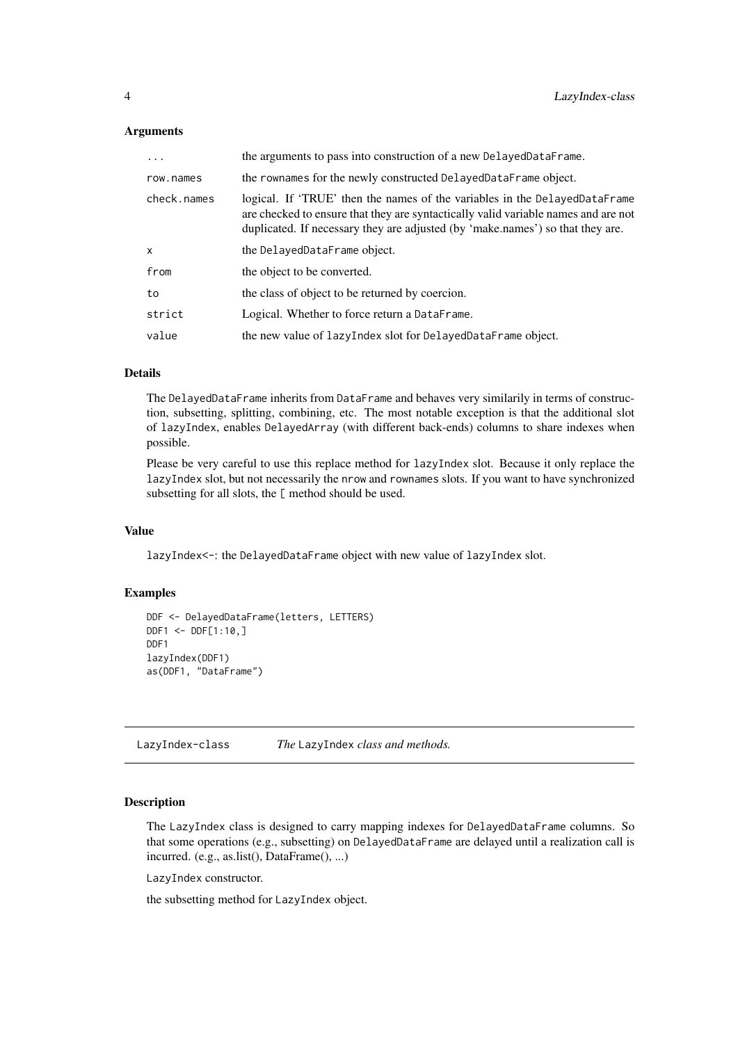### Arguments

| | |
|---|---|
| `...` | the arguments to pass into construction of a new `DelayedDataFrame`. |
| `row.names` | the `rownames` for the newly constructed `DelayedDataFrame` object. |
| `check.names` | logical. If 'TRUE' then the names of the variables in the `DelayedDataFrame` are checked to ensure that they are syntactically valid variable names and are not duplicated. If necessary they are adjusted (by 'make.names') so that they are. |
| `x` | the `DelayedDataFrame` object. |
| `from` | the object to be converted. |
| `to` | the class of object to be returned by coercion. |
| `strict` | Logical. Whether to force return a `DataFrame`. |
| `value` | the new value of `lazyIndex` slot for `DelayedDataFrame` object. |

### Details

The `DelayedDataFrame` inherits from `DataFrame` and behaves very similarily in terms of construction, subsetting, splitting, combining, etc. The most notable exception is that the additional slot of `lazyIndex`, enables `DelayedArray` (with different back-ends) columns to share indexes when possible.

Please be very careful to use this replace method for `lazyIndex` slot. Because it only replace the `lazyIndex` slot, but not necessarily the `nrow` and `rownames` slots. If you want to have synchronized subsetting for all slots, the `[` method should be used.

### Value

`lazyIndex<-`: the `DelayedDataFrame` object with new value of `lazyIndex` slot.

### Examples

```
DDF <- DelayedDataFrame(letters, LETTERS)
DDF1 <- DDF[1:10,]
DDF1
lazyIndex(DDF1)
as(DDF1, "DataFrame")
```

---

## LazyIndex-class — *The* `LazyIndex` *class and methods.*

---

### Description

The `LazyIndex` class is designed to carry mapping indexes for `DelayedDataFrame` columns. So that some operations (e.g., subsetting) on `DelayedDataFrame` are delayed until a realization call is incurred. (e.g., as.list(), DataFrame(), ...)

`LazyIndex` constructor.

the subsetting method for `LazyIndex` object.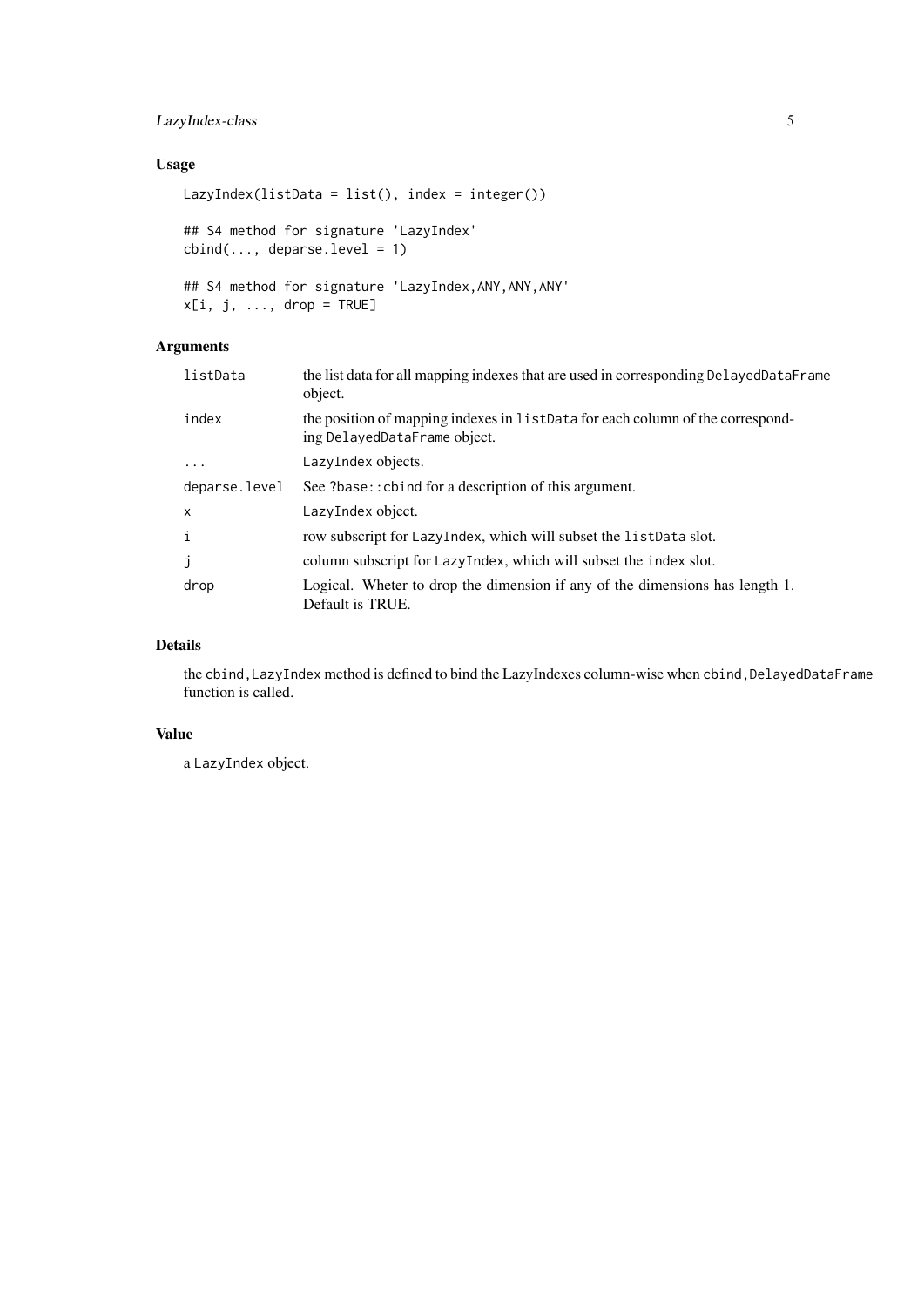## Usage

```
LazyIndex(listData = list(), index = integer())

## S4 method for signature 'LazyIndex'
cbind(..., deparse.level = 1)

## S4 method for signature 'LazyIndex,ANY,ANY,ANY'
x[i, j, ..., drop = TRUE]
```

## Arguments

| | |
|---|---|
| listData | the list data for all mapping indexes that are used in corresponding `DelayedDataFrame` object. |
| index | the position of mapping indexes in `listData` for each column of the corresponding `DelayedDataFrame` object. |
| ... | `LazyIndex` objects. |
| deparse.level | See `?base::cbind` for a description of this argument. |
| x | `LazyIndex` object. |
| i | row subscript for `LazyIndex`, which will subset the `listData` slot. |
| j | column subscript for `LazyIndex`, which will subset the `index` slot. |
| drop | Logical. Wheter to drop the dimension if any of the dimensions has length 1. Default is TRUE. |

## Details

the `cbind,LazyIndex` method is defined to bind the LazyIndexes column-wise when `cbind,DelayedDataFrame` function is called.

## Value

a `LazyIndex` object.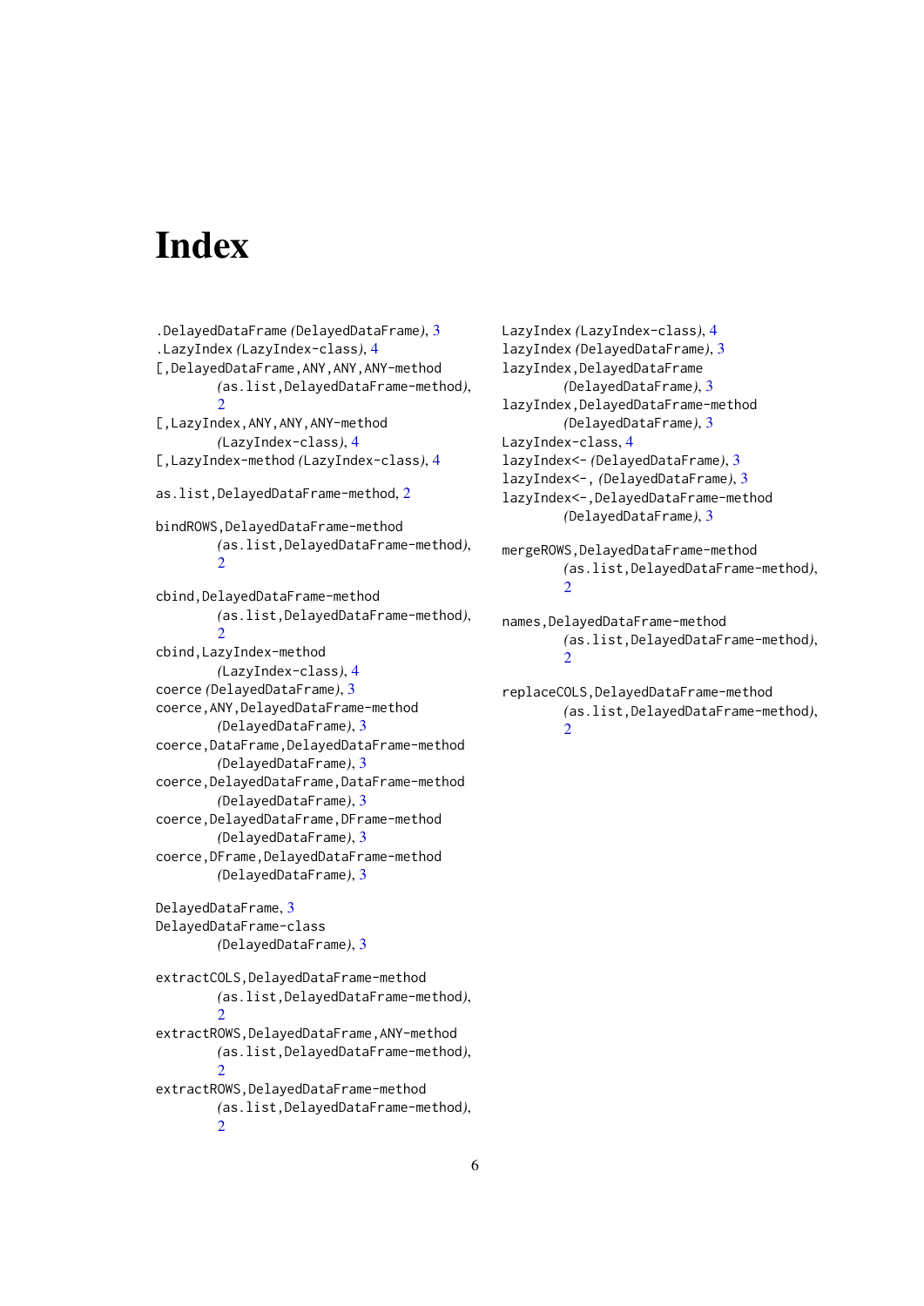# Index

.DelayedDataFrame (DelayedDataFrame), 3
.LazyIndex (LazyIndex-class), 4
[,DelayedDataFrame,ANY,ANY,ANY-method (as.list,DelayedDataFrame-method), 2
[,LazyIndex,ANY,ANY,ANY-method (LazyIndex-class), 4
[,LazyIndex-method (LazyIndex-class), 4

as.list,DelayedDataFrame-method, 2

bindROWS,DelayedDataFrame-method (as.list,DelayedDataFrame-method), 2

cbind,DelayedDataFrame-method (as.list,DelayedDataFrame-method), 2
cbind,LazyIndex-method (LazyIndex-class), 4
coerce (DelayedDataFrame), 3
coerce,ANY,DelayedDataFrame-method (DelayedDataFrame), 3
coerce,DataFrame,DelayedDataFrame-method (DelayedDataFrame), 3
coerce,DelayedDataFrame,DataFrame-method (DelayedDataFrame), 3
coerce,DelayedDataFrame,DFrame-method (DelayedDataFrame), 3
coerce,DFrame,DelayedDataFrame-method (DelayedDataFrame), 3

DelayedDataFrame, 3
DelayedDataFrame-class (DelayedDataFrame), 3

extractCOLS,DelayedDataFrame-method (as.list,DelayedDataFrame-method), 2
extractROWS,DelayedDataFrame,ANY-method (as.list,DelayedDataFrame-method), 2
extractROWS,DelayedDataFrame-method (as.list,DelayedDataFrame-method), 2

LazyIndex (LazyIndex-class), 4
lazyIndex (DelayedDataFrame), 3
lazyIndex,DelayedDataFrame (DelayedDataFrame), 3
lazyIndex,DelayedDataFrame-method (DelayedDataFrame), 3
LazyIndex-class, 4
lazyIndex<- (DelayedDataFrame), 3
lazyIndex<-, (DelayedDataFrame), 3
lazyIndex<-,DelayedDataFrame-method (DelayedDataFrame), 3

mergeROWS,DelayedDataFrame-method (as.list,DelayedDataFrame-method), 2

names,DelayedDataFrame-method (as.list,DelayedDataFrame-method), 2

replaceCOLS,DelayedDataFrame-method (as.list,DelayedDataFrame-method), 2